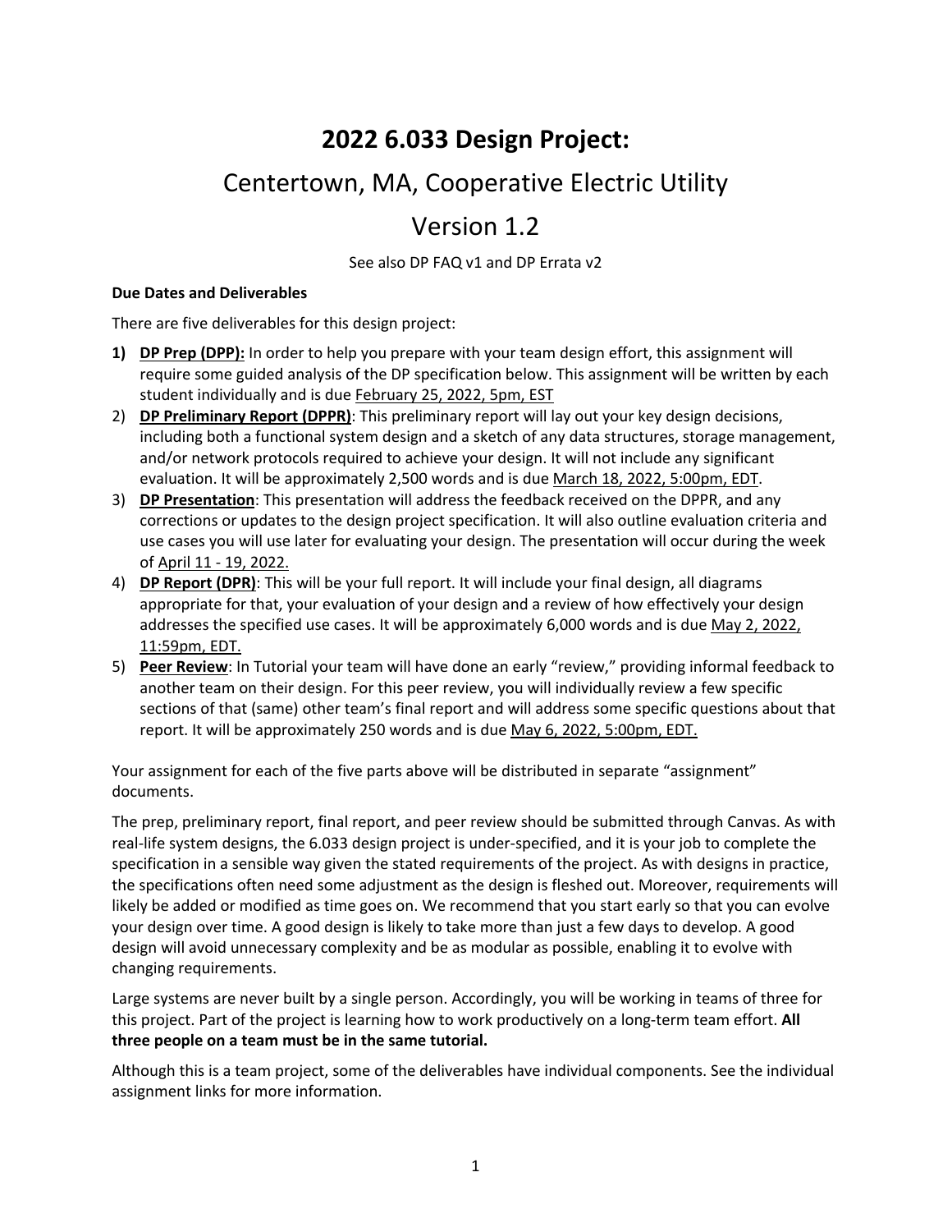# 2022 6.033 Design Project:

## Centertown, MA, Cooperative Electric Utility

## Version 1.2

See also DP FAQ v1 and DP Errata v2

**Due Dates and Deliverables**

There are five deliverables for this design project:

1) **DP Prep (DPP):** In order to help you prepare with your team design effort, this assignment will require some guided analysis of the DP specification below. This assignment will be written by each student individually and is due February 25, 2022, 5pm, EST
2) **DP Preliminary Report (DPPR)**: This preliminary report will lay out your key design decisions, including both a functional system design and a sketch of any data structures, storage management, and/or network protocols required to achieve your design. It will not include any significant evaluation. It will be approximately 2,500 words and is due March 18, 2022, 5:00pm, EDT.
3) **DP Presentation**: This presentation will address the feedback received on the DPPR, and any corrections or updates to the design project specification. It will also outline evaluation criteria and use cases you will use later for evaluating your design. The presentation will occur during the week of April 11 - 19, 2022.
4) **DP Report (DPR)**: This will be your full report. It will include your final design, all diagrams appropriate for that, your evaluation of your design and a review of how effectively your design addresses the specified use cases. It will be approximately 6,000 words and is due May 2, 2022, 11:59pm, EDT.
5) **Peer Review**: In Tutorial your team will have done an early "review," providing informal feedback to another team on their design. For this peer review, you will individually review a few specific sections of that (same) other team's final report and will address some specific questions about that report. It will be approximately 250 words and is due May 6, 2022, 5:00pm, EDT.

Your assignment for each of the five parts above will be distributed in separate "assignment" documents.

The prep, preliminary report, final report, and peer review should be submitted through Canvas. As with real-life system designs, the 6.033 design project is under-specified, and it is your job to complete the specification in a sensible way given the stated requirements of the project. As with designs in practice, the specifications often need some adjustment as the design is fleshed out. Moreover, requirements will likely be added or modified as time goes on. We recommend that you start early so that you can evolve your design over time. A good design is likely to take more than just a few days to develop. A good design will avoid unnecessary complexity and be as modular as possible, enabling it to evolve with changing requirements.

Large systems are never built by a single person. Accordingly, you will be working in teams of three for this project. Part of the project is learning how to work productively on a long-term team effort. **All three people on a team must be in the same tutorial.**

Although this is a team project, some of the deliverables have individual components. See the individual assignment links for more information.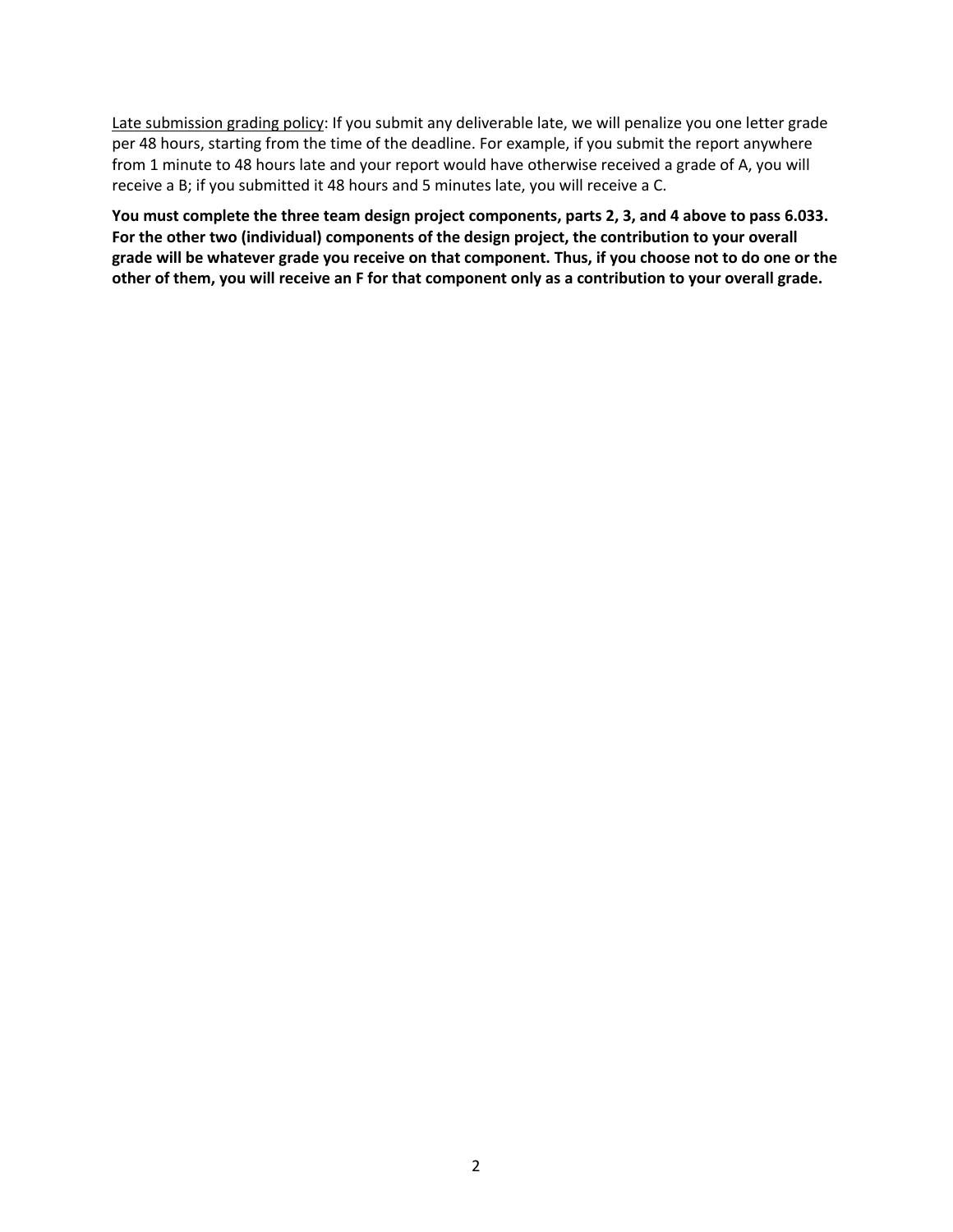<u>Late submission grading policy</u>: If you submit any deliverable late, we will penalize you one letter grade per 48 hours, starting from the time of the deadline. For example, if you submit the report anywhere from 1 minute to 48 hours late and your report would have otherwise received a grade of A, you will receive a B; if you submitted it 48 hours and 5 minutes late, you will receive a C.

**You must complete the three team design project components, parts 2, 3, and 4 above to pass 6.033. For the other two (individual) components of the design project, the contribution to your overall grade will be whatever grade you receive on that component. Thus, if you choose not to do one or the other of them, you will receive an F for that component only as a contribution to your overall grade.**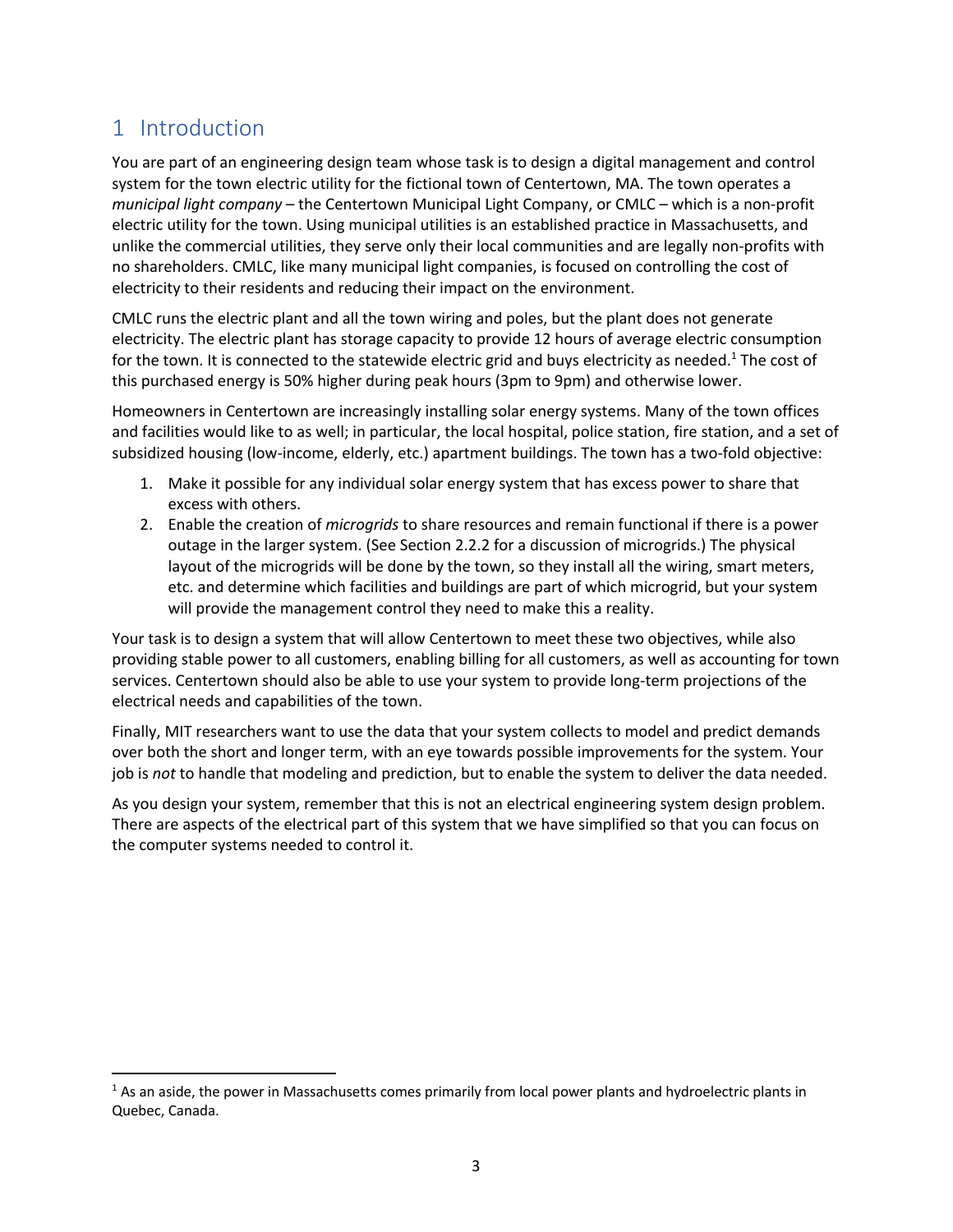# 1 Introduction

You are part of an engineering design team whose task is to design a digital management and control system for the town electric utility for the fictional town of Centertown, MA. The town operates a *municipal light company* – the Centertown Municipal Light Company, or CMLC – which is a non-profit electric utility for the town. Using municipal utilities is an established practice in Massachusetts, and unlike the commercial utilities, they serve only their local communities and are legally non-profits with no shareholders. CMLC, like many municipal light companies, is focused on controlling the cost of electricity to their residents and reducing their impact on the environment.

CMLC runs the electric plant and all the town wiring and poles, but the plant does not generate electricity. The electric plant has storage capacity to provide 12 hours of average electric consumption for the town. It is connected to the statewide electric grid and buys electricity as needed.[1] The cost of this purchased energy is 50% higher during peak hours (3pm to 9pm) and otherwise lower.

Homeowners in Centertown are increasingly installing solar energy systems. Many of the town offices and facilities would like to as well; in particular, the local hospital, police station, fire station, and a set of subsidized housing (low-income, elderly, etc.) apartment buildings. The town has a two-fold objective:

1. Make it possible for any individual solar energy system that has excess power to share that excess with others.
2. Enable the creation of *microgrids* to share resources and remain functional if there is a power outage in the larger system. (See Section 2.2.2 for a discussion of microgrids.) The physical layout of the microgrids will be done by the town, so they install all the wiring, smart meters, etc. and determine which facilities and buildings are part of which microgrid, but your system will provide the management control they need to make this a reality.

Your task is to design a system that will allow Centertown to meet these two objectives, while also providing stable power to all customers, enabling billing for all customers, as well as accounting for town services. Centertown should also be able to use your system to provide long-term projections of the electrical needs and capabilities of the town.

Finally, MIT researchers want to use the data that your system collects to model and predict demands over both the short and longer term, with an eye towards possible improvements for the system. Your job is *not* to handle that modeling and prediction, but to enable the system to deliver the data needed.

As you design your system, remember that this is not an electrical engineering system design problem. There are aspects of the electrical part of this system that we have simplified so that you can focus on the computer systems needed to control it.

[1] As an aside, the power in Massachusetts comes primarily from local power plants and hydroelectric plants in Quebec, Canada.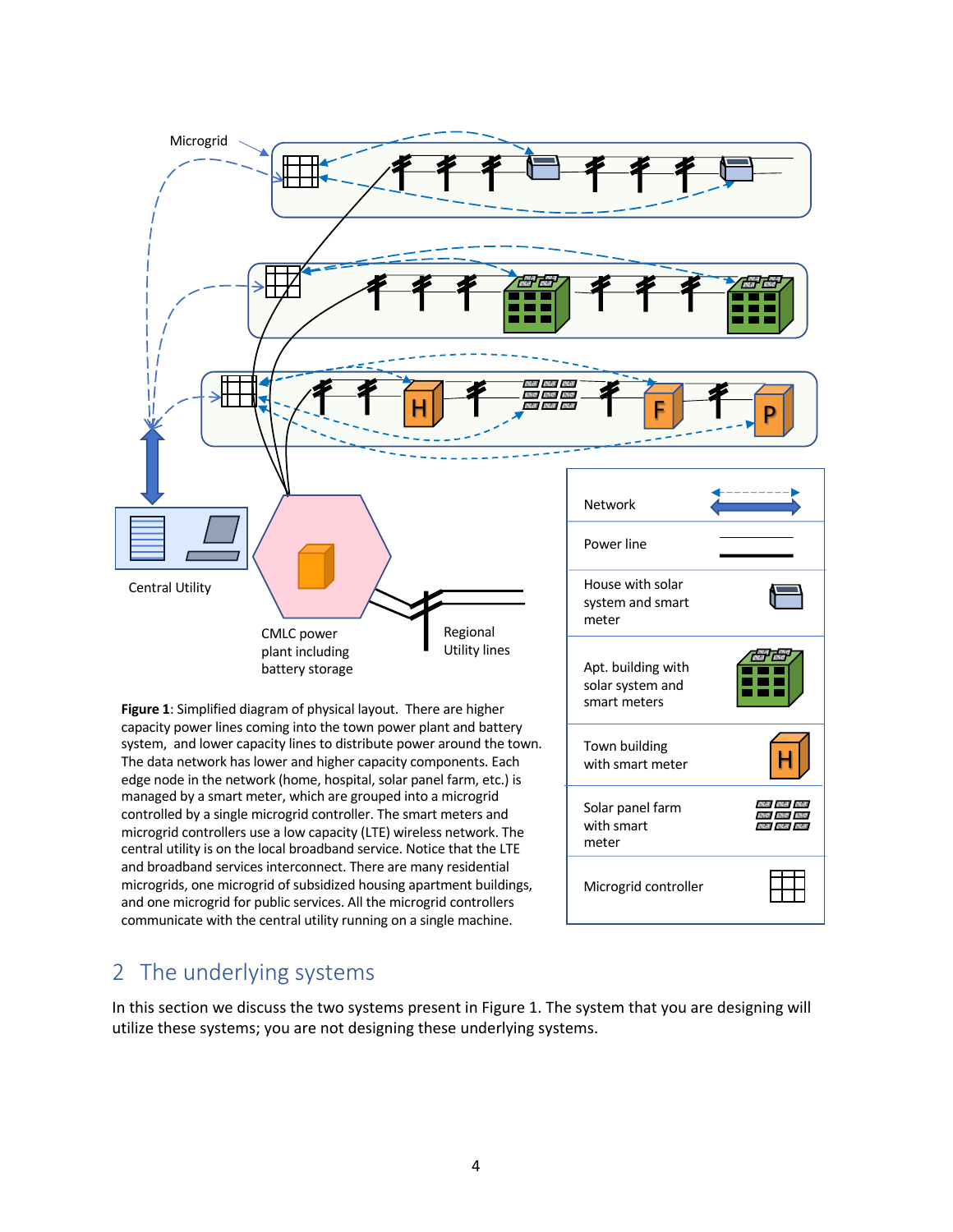Figure 1: Simplified diagram of physical layout. There are higher capacity power lines coming into the town power plant and battery system, and lower capacity lines to distribute power around the town. The data network has lower and higher capacity components. Each edge node in the network (home, hospital, solar panel farm, etc.) is managed by a smart meter, which are grouped into a microgrid controlled by a single microgrid controller. The smart meters and microgrid controllers use a low capacity (LTE) wireless network. The central utility is on the local broadband service. Notice that the LTE and broadband services interconnect. There are many residential microgrids, one microgrid of subsidized housing apartment buildings, and one microgrid for public services. All the microgrid controllers communicate with the central utility running on a single machine.

| | |
|---|---|
| Network | |
| Power line | |
| House with solar system and smart meter | |
| Apt. building with solar system and smart meters | |
| Town building with smart meter | |
| Solar panel farm with smart meter | |
| Microgrid controller | |

## 2 The underlying systems

In this section we discuss the two systems present in Figure 1. The system that you are designing will utilize these systems; you are not designing these underlying systems.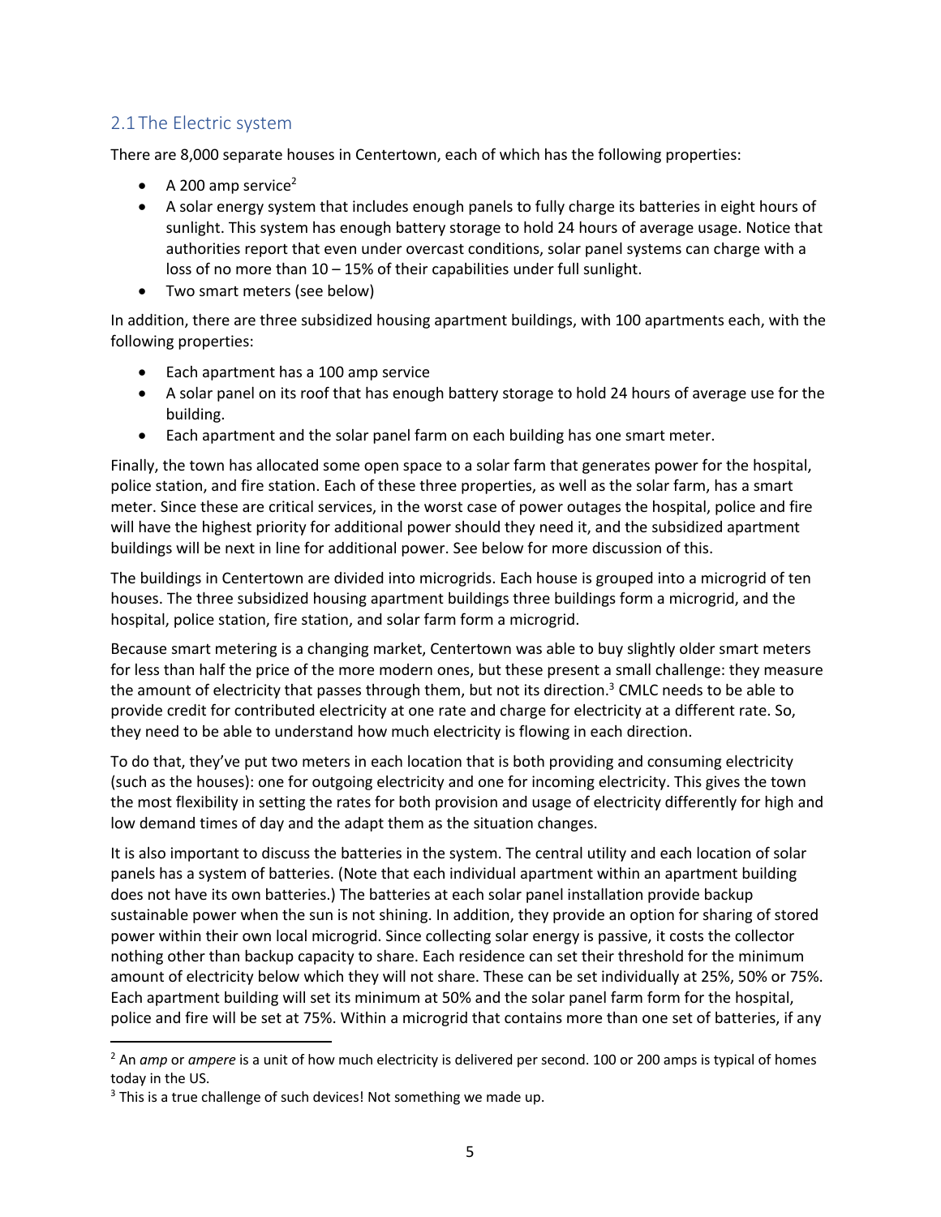## 2.1 The Electric system

There are 8,000 separate houses in Centertown, each of which has the following properties:

- A 200 amp service[2]
- A solar energy system that includes enough panels to fully charge its batteries in eight hours of sunlight. This system has enough battery storage to hold 24 hours of average usage. Notice that authorities report that even under overcast conditions, solar panel systems can charge with a loss of no more than 10 – 15% of their capabilities under full sunlight.
- Two smart meters (see below)

In addition, there are three subsidized housing apartment buildings, with 100 apartments each, with the following properties:

- Each apartment has a 100 amp service
- A solar panel on its roof that has enough battery storage to hold 24 hours of average use for the building.
- Each apartment and the solar panel farm on each building has one smart meter.

Finally, the town has allocated some open space to a solar farm that generates power for the hospital, police station, and fire station. Each of these three properties, as well as the solar farm, has a smart meter. Since these are critical services, in the worst case of power outages the hospital, police and fire will have the highest priority for additional power should they need it, and the subsidized apartment buildings will be next in line for additional power. See below for more discussion of this.

The buildings in Centertown are divided into microgrids. Each house is grouped into a microgrid of ten houses. The three subsidized housing apartment buildings three buildings form a microgrid, and the hospital, police station, fire station, and solar farm form a microgrid.

Because smart metering is a changing market, Centertown was able to buy slightly older smart meters for less than half the price of the more modern ones, but these present a small challenge: they measure the amount of electricity that passes through them, but not its direction.[3] CMLC needs to be able to provide credit for contributed electricity at one rate and charge for electricity at a different rate. So, they need to be able to understand how much electricity is flowing in each direction.

To do that, they've put two meters in each location that is both providing and consuming electricity (such as the houses): one for outgoing electricity and one for incoming electricity. This gives the town the most flexibility in setting the rates for both provision and usage of electricity differently for high and low demand times of day and the adapt them as the situation changes.

It is also important to discuss the batteries in the system. The central utility and each location of solar panels has a system of batteries. (Note that each individual apartment within an apartment building does not have its own batteries.) The batteries at each solar panel installation provide backup sustainable power when the sun is not shining. In addition, they provide an option for sharing of stored power within their own local microgrid. Since collecting solar energy is passive, it costs the collector nothing other than backup capacity to share. Each residence can set their threshold for the minimum amount of electricity below which they will not share. These can be set individually at 25%, 50% or 75%. Each apartment building will set its minimum at 50% and the solar panel farm form for the hospital, police and fire will be set at 75%. Within a microgrid that contains more than one set of batteries, if any

---

[2] An *amp* or *ampere* is a unit of how much electricity is delivered per second. 100 or 200 amps is typical of homes today in the US.

[3] This is a true challenge of such devices! Not something we made up.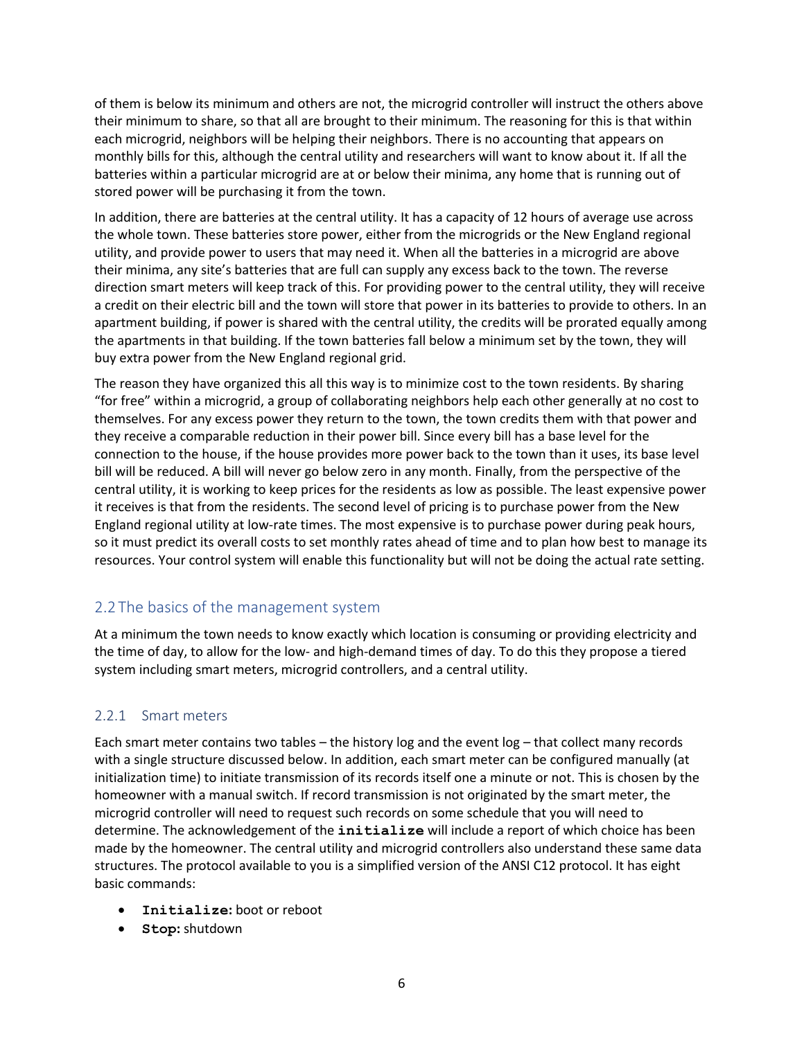of them is below its minimum and others are not, the microgrid controller will instruct the others above their minimum to share, so that all are brought to their minimum. The reasoning for this is that within each microgrid, neighbors will be helping their neighbors. There is no accounting that appears on monthly bills for this, although the central utility and researchers will want to know about it. If all the batteries within a particular microgrid are at or below their minima, any home that is running out of stored power will be purchasing it from the town.

In addition, there are batteries at the central utility. It has a capacity of 12 hours of average use across the whole town. These batteries store power, either from the microgrids or the New England regional utility, and provide power to users that may need it. When all the batteries in a microgrid are above their minima, any site's batteries that are full can supply any excess back to the town. The reverse direction smart meters will keep track of this. For providing power to the central utility, they will receive a credit on their electric bill and the town will store that power in its batteries to provide to others. In an apartment building, if power is shared with the central utility, the credits will be prorated equally among the apartments in that building. If the town batteries fall below a minimum set by the town, they will buy extra power from the New England regional grid.

The reason they have organized this all this way is to minimize cost to the town residents. By sharing "for free" within a microgrid, a group of collaborating neighbors help each other generally at no cost to themselves. For any excess power they return to the town, the town credits them with that power and they receive a comparable reduction in their power bill. Since every bill has a base level for the connection to the house, if the house provides more power back to the town than it uses, its base level bill will be reduced. A bill will never go below zero in any month. Finally, from the perspective of the central utility, it is working to keep prices for the residents as low as possible. The least expensive power it receives is that from the residents. The second level of pricing is to purchase power from the New England regional utility at low-rate times. The most expensive is to purchase power during peak hours, so it must predict its overall costs to set monthly rates ahead of time and to plan how best to manage its resources. Your control system will enable this functionality but will not be doing the actual rate setting.

## 2.2 The basics of the management system

At a minimum the town needs to know exactly which location is consuming or providing electricity and the time of day, to allow for the low- and high-demand times of day. To do this they propose a tiered system including smart meters, microgrid controllers, and a central utility.

### 2.2.1 Smart meters

Each smart meter contains two tables – the history log and the event log – that collect many records with a single structure discussed below. In addition, each smart meter can be configured manually (at initialization time) to initiate transmission of its records itself one a minute or not. This is chosen by the homeowner with a manual switch. If record transmission is not originated by the smart meter, the microgrid controller will need to request such records on some schedule that you will need to determine. The acknowledgement of the **initialize** will include a report of which choice has been made by the homeowner. The central utility and microgrid controllers also understand these same data structures. The protocol available to you is a simplified version of the ANSI C12 protocol. It has eight basic commands:

- **Initialize:** boot or reboot
- **Stop:** shutdown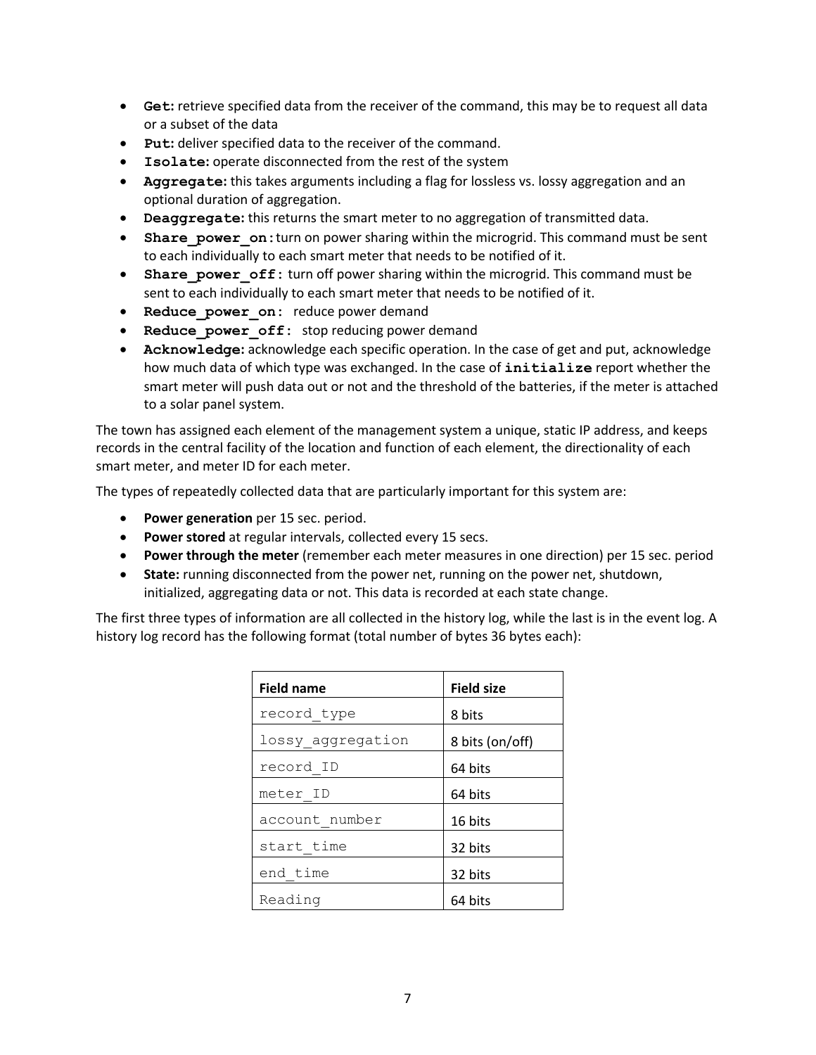- **`Get:`** retrieve specified data from the receiver of the command, this may be to request all data or a subset of the data
- **`Put:`** deliver specified data to the receiver of the command.
- **`Isolate:`** operate disconnected from the rest of the system
- **`Aggregate:`** this takes arguments including a flag for lossless vs. lossy aggregation and an optional duration of aggregation.
- **`Deaggregate:`** this returns the smart meter to no aggregation of transmitted data.
- **`Share_power_on:`** turn on power sharing within the microgrid. This command must be sent to each individually to each smart meter that needs to be notified of it.
- **`Share_power_off:`** turn off power sharing within the microgrid. This command must be sent to each individually to each smart meter that needs to be notified of it.
- **`Reduce_power_on:`** reduce power demand
- **`Reduce_power_off:`** stop reducing power demand
- **`Acknowledge:`** acknowledge each specific operation. In the case of get and put, acknowledge how much data of which type was exchanged. In the case of **`initialize`** report whether the smart meter will push data out or not and the threshold of the batteries, if the meter is attached to a solar panel system.

The town has assigned each element of the management system a unique, static IP address, and keeps records in the central facility of the location and function of each element, the directionality of each smart meter, and meter ID for each meter.

The types of repeatedly collected data that are particularly important for this system are:

- **Power generation** per 15 sec. period.
- **Power stored** at regular intervals, collected every 15 secs.
- **Power through the meter** (remember each meter measures in one direction) per 15 sec. period
- **State:** running disconnected from the power net, running on the power net, shutdown, initialized, aggregating data or not. This data is recorded at each state change.

The first three types of information are all collected in the history log, while the last is in the event log. A history log record has the following format (total number of bytes 36 bytes each):

| **Field name** | **Field size** |
|---|---|
| `record_type` | 8 bits |
| `lossy_aggregation` | 8 bits (on/off) |
| `record_ID` | 64 bits |
| `meter_ID` | 64 bits |
| `account_number` | 16 bits |
| `start_time` | 32 bits |
| `end_time` | 32 bits |
| `Reading` | 64 bits |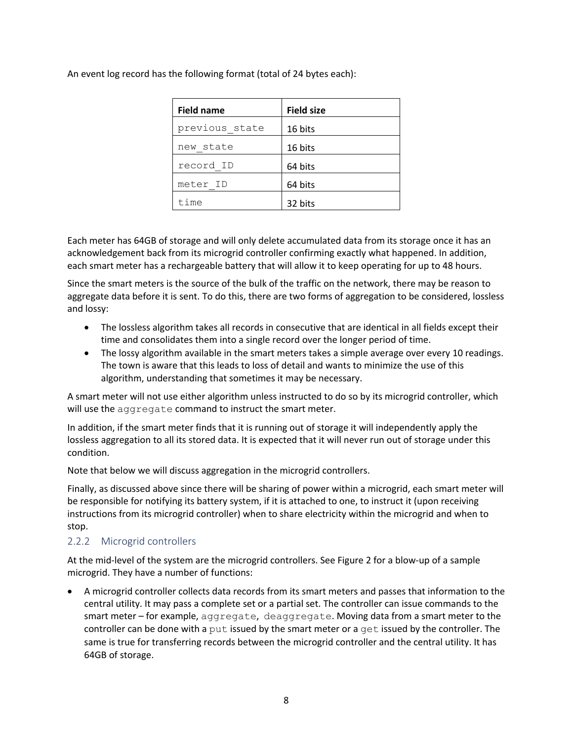An event log record has the following format (total of 24 bytes each):

| Field name | Field size |
|---|---|
| previous_state | 16 bits |
| new_state | 16 bits |
| record_ID | 64 bits |
| meter_ID | 64 bits |
| time | 32 bits |

Each meter has 64GB of storage and will only delete accumulated data from its storage once it has an acknowledgement back from its microgrid controller confirming exactly what happened. In addition, each smart meter has a rechargeable battery that will allow it to keep operating for up to 48 hours.

Since the smart meters is the source of the bulk of the traffic on the network, there may be reason to aggregate data before it is sent. To do this, there are two forms of aggregation to be considered, lossless and lossy:

- The lossless algorithm takes all records in consecutive that are identical in all fields except their time and consolidates them into a single record over the longer period of time.
- The lossy algorithm available in the smart meters takes a simple average over every 10 readings. The town is aware that this leads to loss of detail and wants to minimize the use of this algorithm, understanding that sometimes it may be necessary.

A smart meter will not use either algorithm unless instructed to do so by its microgrid controller, which will use the `aggregate` command to instruct the smart meter.

In addition, if the smart meter finds that it is running out of storage it will independently apply the lossless aggregation to all its stored data. It is expected that it will never run out of storage under this condition.

Note that below we will discuss aggregation in the microgrid controllers.

Finally, as discussed above since there will be sharing of power within a microgrid, each smart meter will be responsible for notifying its battery system, if it is attached to one, to instruct it (upon receiving instructions from its microgrid controller) when to share electricity within the microgrid and when to stop.

### 2.2.2 Microgrid controllers

At the mid-level of the system are the microgrid controllers. See Figure 2 for a blow-up of a sample microgrid. They have a number of functions:

- A microgrid controller collects data records from its smart meters and passes that information to the central utility. It may pass a complete set or a partial set. The controller can issue commands to the smart meter – for example, `aggregate`, `deaggregate`. Moving data from a smart meter to the controller can be done with a `put` issued by the smart meter or a `get` issued by the controller. The same is true for transferring records between the microgrid controller and the central utility. It has 64GB of storage.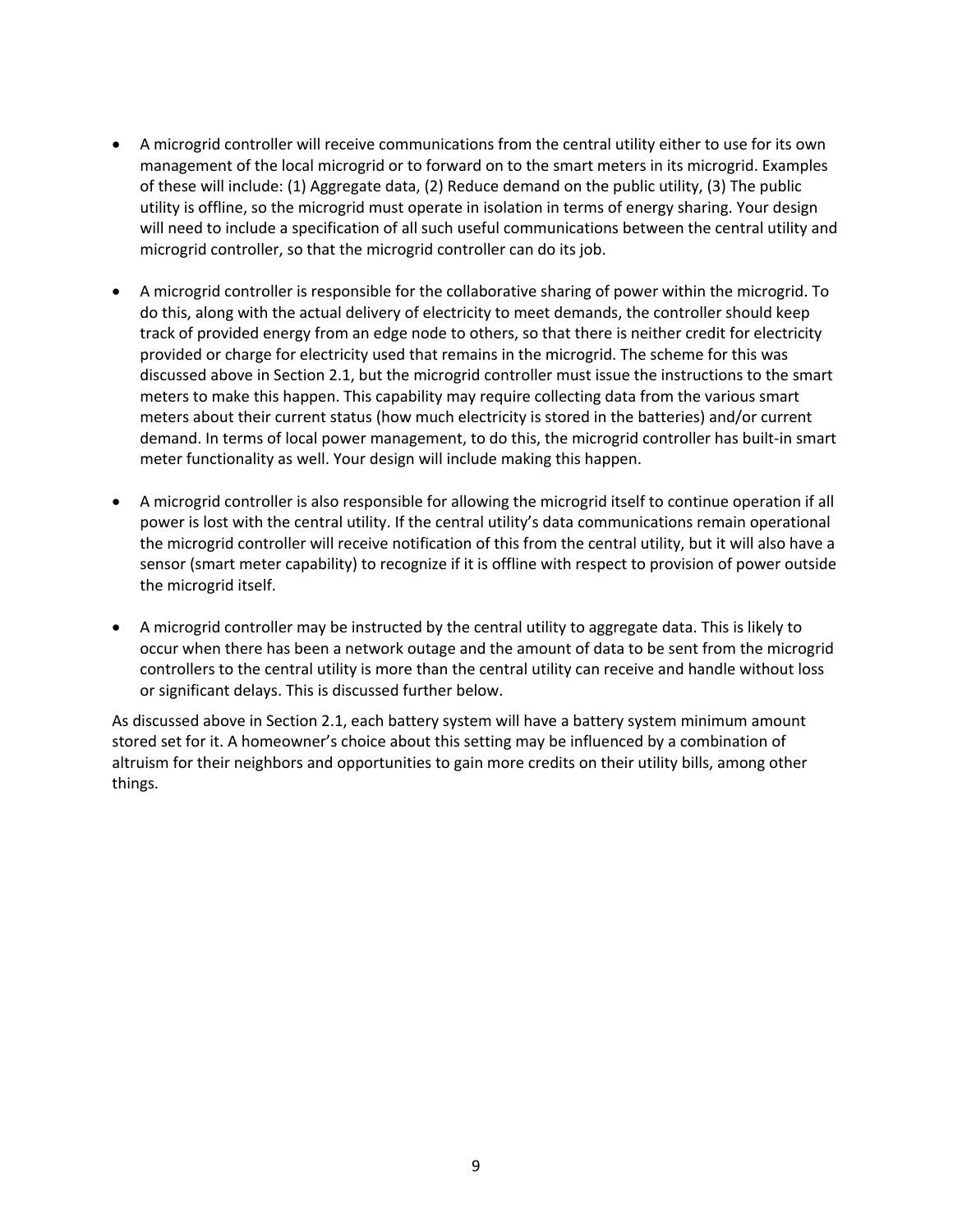- A microgrid controller will receive communications from the central utility either to use for its own management of the local microgrid or to forward on to the smart meters in its microgrid. Examples of these will include: (1) Aggregate data, (2) Reduce demand on the public utility, (3) The public utility is offline, so the microgrid must operate in isolation in terms of energy sharing. Your design will need to include a specification of all such useful communications between the central utility and microgrid controller, so that the microgrid controller can do its job.

- A microgrid controller is responsible for the collaborative sharing of power within the microgrid. To do this, along with the actual delivery of electricity to meet demands, the controller should keep track of provided energy from an edge node to others, so that there is neither credit for electricity provided or charge for electricity used that remains in the microgrid. The scheme for this was discussed above in Section 2.1, but the microgrid controller must issue the instructions to the smart meters to make this happen. This capability may require collecting data from the various smart meters about their current status (how much electricity is stored in the batteries) and/or current demand. In terms of local power management, to do this, the microgrid controller has built-in smart meter functionality as well. Your design will include making this happen.

- A microgrid controller is also responsible for allowing the microgrid itself to continue operation if all power is lost with the central utility. If the central utility's data communications remain operational the microgrid controller will receive notification of this from the central utility, but it will also have a sensor (smart meter capability) to recognize if it is offline with respect to provision of power outside the microgrid itself.

- A microgrid controller may be instructed by the central utility to aggregate data. This is likely to occur when there has been a network outage and the amount of data to be sent from the microgrid controllers to the central utility is more than the central utility can receive and handle without loss or significant delays. This is discussed further below.

As discussed above in Section 2.1, each battery system will have a battery system minimum amount stored set for it. A homeowner's choice about this setting may be influenced by a combination of altruism for their neighbors and opportunities to gain more credits on their utility bills, among other things.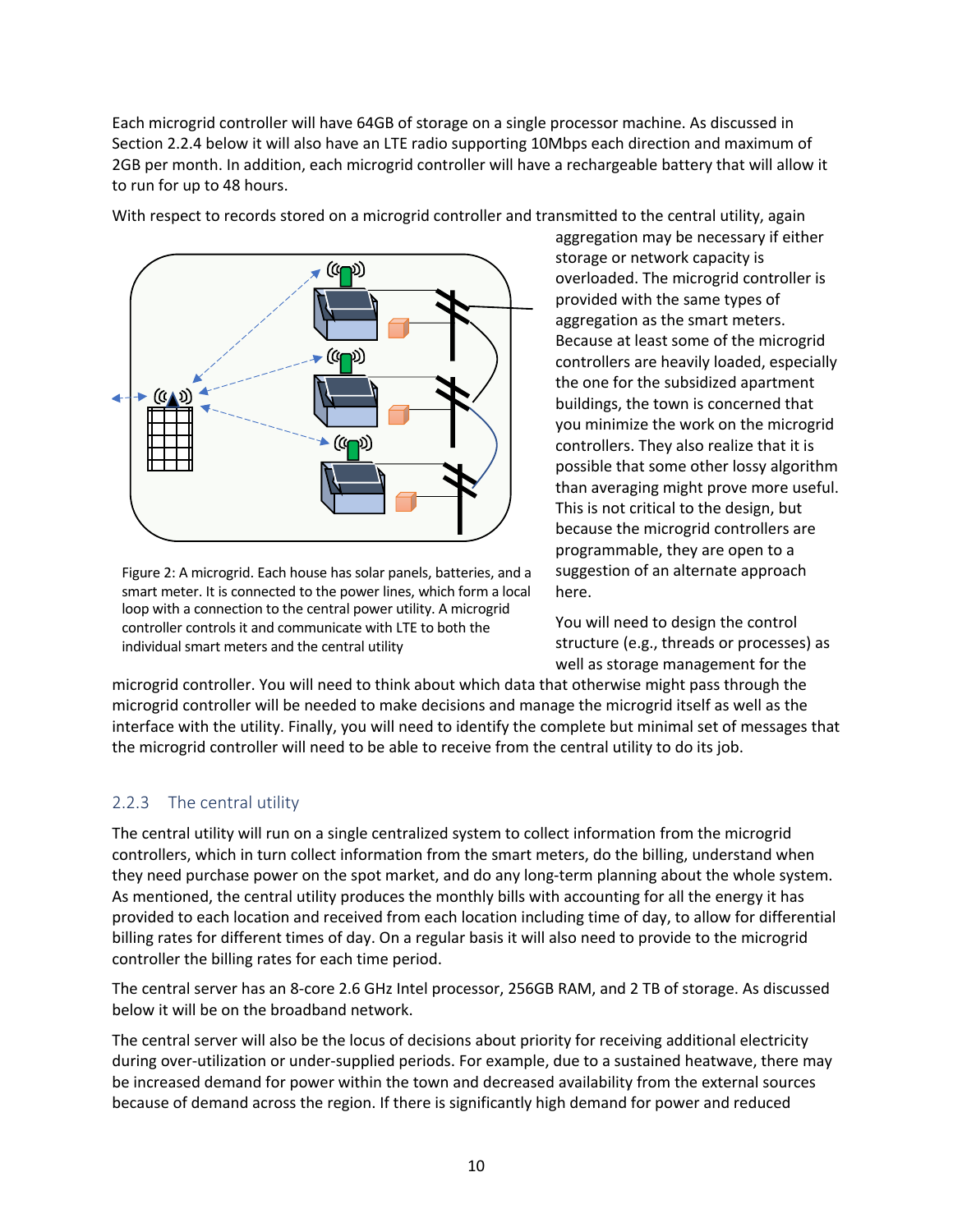Each microgrid controller will have 64GB of storage on a single processor machine. As discussed in Section 2.2.4 below it will also have an LTE radio supporting 10Mbps each direction and maximum of 2GB per month. In addition, each microgrid controller will have a rechargeable battery that will allow it to run for up to 48 hours.

With respect to records stored on a microgrid controller and transmitted to the central utility, again aggregation may be necessary if either storage or network capacity is overloaded. The microgrid controller is provided with the same types of aggregation as the smart meters. Because at least some of the microgrid controllers are heavily loaded, especially the one for the subsidized apartment buildings, the town is concerned that you minimize the work on the microgrid controllers. They also realize that it is possible that some other lossy algorithm than averaging might prove more useful. This is not critical to the design, but because the microgrid controllers are programmable, they are open to a suggestion of an alternate approach here.

Figure 2: A microgrid. Each house has solar panels, batteries, and a smart meter. It is connected to the power lines, which form a local loop with a connection to the central power utility. A microgrid controller controls it and communicate with LTE to both the individual smart meters and the central utility

You will need to design the control structure (e.g., threads or processes) as well as storage management for the microgrid controller. You will need to think about which data that otherwise might pass through the microgrid controller will be needed to make decisions and manage the microgrid itself as well as the interface with the utility. Finally, you will need to identify the complete but minimal set of messages that the microgrid controller will need to be able to receive from the central utility to do its job.

### 2.2.3 The central utility

The central utility will run on a single centralized system to collect information from the microgrid controllers, which in turn collect information from the smart meters, do the billing, understand when they need purchase power on the spot market, and do any long-term planning about the whole system. As mentioned, the central utility produces the monthly bills with accounting for all the energy it has provided to each location and received from each location including time of day, to allow for differential billing rates for different times of day. On a regular basis it will also need to provide to the microgrid controller the billing rates for each time period.

The central server has an 8-core 2.6 GHz Intel processor, 256GB RAM, and 2 TB of storage. As discussed below it will be on the broadband network.

The central server will also be the locus of decisions about priority for receiving additional electricity during over-utilization or under-supplied periods. For example, due to a sustained heatwave, there may be increased demand for power within the town and decreased availability from the external sources because of demand across the region. If there is significantly high demand for power and reduced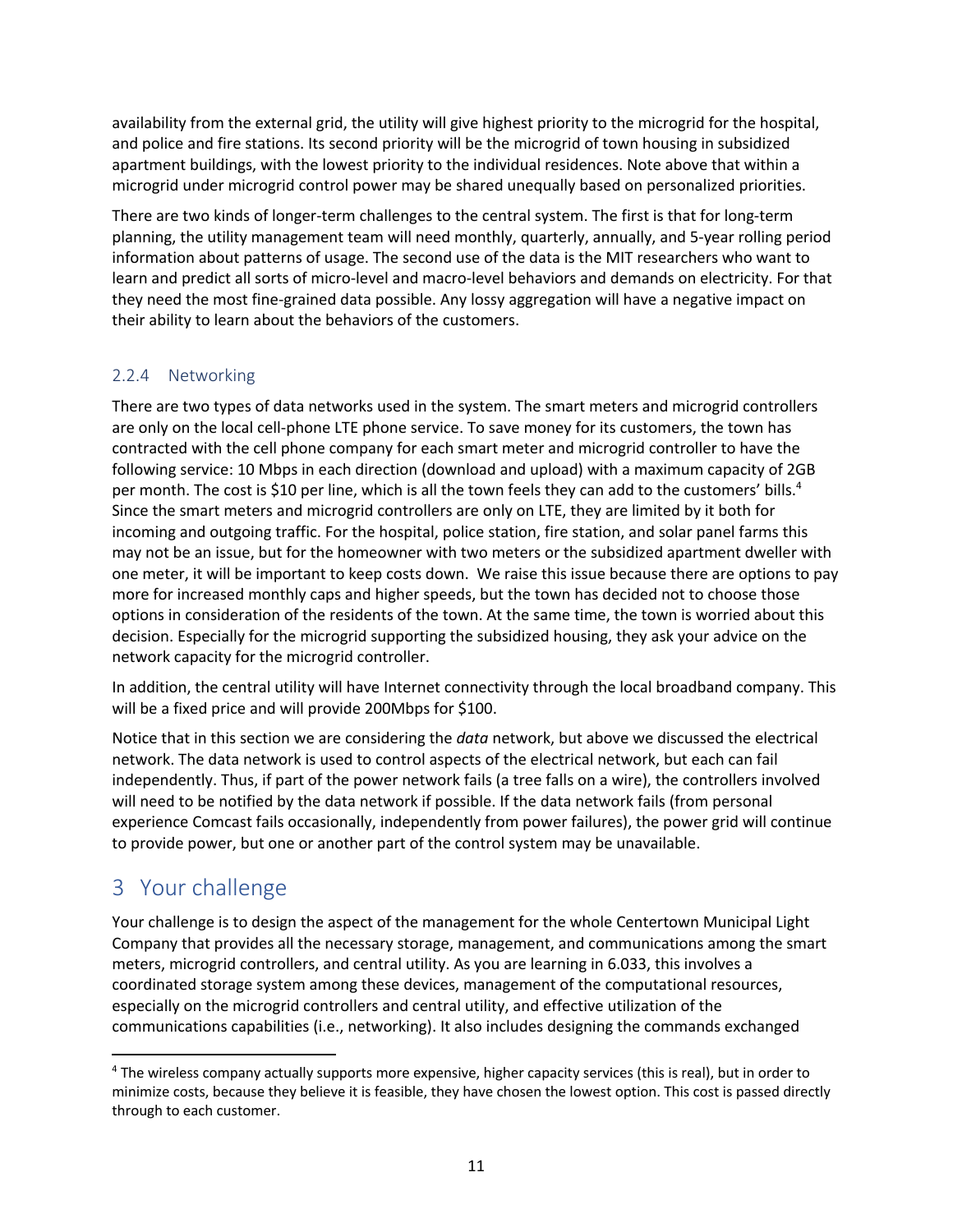availability from the external grid, the utility will give highest priority to the microgrid for the hospital, and police and fire stations. Its second priority will be the microgrid of town housing in subsidized apartment buildings, with the lowest priority to the individual residences. Note above that within a microgrid under microgrid control power may be shared unequally based on personalized priorities.

There are two kinds of longer-term challenges to the central system. The first is that for long-term planning, the utility management team will need monthly, quarterly, annually, and 5-year rolling period information about patterns of usage. The second use of the data is the MIT researchers who want to learn and predict all sorts of micro-level and macro-level behaviors and demands on electricity. For that they need the most fine-grained data possible. Any lossy aggregation will have a negative impact on their ability to learn about the behaviors of the customers.

### 2.2.4 Networking

There are two types of data networks used in the system. The smart meters and microgrid controllers are only on the local cell-phone LTE phone service. To save money for its customers, the town has contracted with the cell phone company for each smart meter and microgrid controller to have the following service: 10 Mbps in each direction (download and upload) with a maximum capacity of 2GB per month. The cost is $10 per line, which is all the town feels they can add to the customers' bills.[4] Since the smart meters and microgrid controllers are only on LTE, they are limited by it both for incoming and outgoing traffic. For the hospital, police station, fire station, and solar panel farms this may not be an issue, but for the homeowner with two meters or the subsidized apartment dweller with one meter, it will be important to keep costs down. We raise this issue because there are options to pay more for increased monthly caps and higher speeds, but the town has decided not to choose those options in consideration of the residents of the town. At the same time, the town is worried about this decision. Especially for the microgrid supporting the subsidized housing, they ask your advice on the network capacity for the microgrid controller.

In addition, the central utility will have Internet connectivity through the local broadband company. This will be a fixed price and will provide 200Mbps for $100.

Notice that in this section we are considering the *data* network, but above we discussed the electrical network. The data network is used to control aspects of the electrical network, but each can fail independently. Thus, if part of the power network fails (a tree falls on a wire), the controllers involved will need to be notified by the data network if possible. If the data network fails (from personal experience Comcast fails occasionally, independently from power failures), the power grid will continue to provide power, but one or another part of the control system may be unavailable.

# 3 Your challenge

Your challenge is to design the aspect of the management for the whole Centertown Municipal Light Company that provides all the necessary storage, management, and communications among the smart meters, microgrid controllers, and central utility. As you are learning in 6.033, this involves a coordinated storage system among these devices, management of the computational resources, especially on the microgrid controllers and central utility, and effective utilization of the communications capabilities (i.e., networking). It also includes designing the commands exchanged

[4] The wireless company actually supports more expensive, higher capacity services (this is real), but in order to minimize costs, because they believe it is feasible, they have chosen the lowest option. This cost is passed directly through to each customer.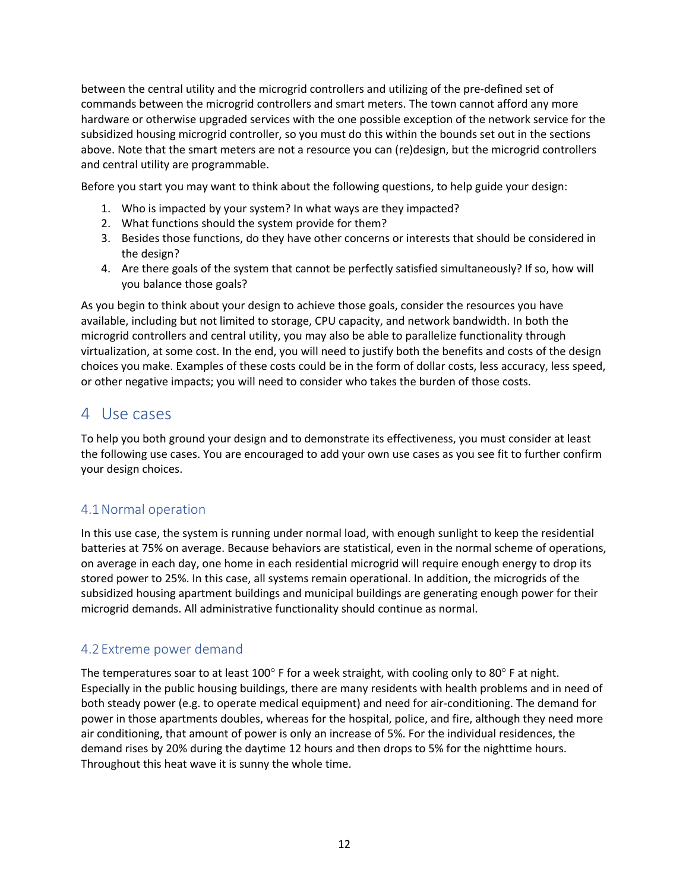between the central utility and the microgrid controllers and utilizing of the pre-defined set of commands between the microgrid controllers and smart meters. The town cannot afford any more hardware or otherwise upgraded services with the one possible exception of the network service for the subsidized housing microgrid controller, so you must do this within the bounds set out in the sections above. Note that the smart meters are not a resource you can (re)design, but the microgrid controllers and central utility are programmable.

Before you start you may want to think about the following questions, to help guide your design:

1. Who is impacted by your system? In what ways are they impacted?
2. What functions should the system provide for them?
3. Besides those functions, do they have other concerns or interests that should be considered in the design?
4. Are there goals of the system that cannot be perfectly satisfied simultaneously? If so, how will you balance those goals?

As you begin to think about your design to achieve those goals, consider the resources you have available, including but not limited to storage, CPU capacity, and network bandwidth. In both the microgrid controllers and central utility, you may also be able to parallelize functionality through virtualization, at some cost. In the end, you will need to justify both the benefits and costs of the design choices you make. Examples of these costs could be in the form of dollar costs, less accuracy, less speed, or other negative impacts; you will need to consider who takes the burden of those costs.

# 4 Use cases

To help you both ground your design and to demonstrate its effectiveness, you must consider at least the following use cases. You are encouraged to add your own use cases as you see fit to further confirm your design choices.

## 4.1 Normal operation

In this use case, the system is running under normal load, with enough sunlight to keep the residential batteries at 75% on average. Because behaviors are statistical, even in the normal scheme of operations, on average in each day, one home in each residential microgrid will require enough energy to drop its stored power to 25%. In this case, all systems remain operational. In addition, the microgrids of the subsidized housing apartment buildings and municipal buildings are generating enough power for their microgrid demands. All administrative functionality should continue as normal.

## 4.2 Extreme power demand

The temperatures soar to at least 100° F for a week straight, with cooling only to 80° F at night. Especially in the public housing buildings, there are many residents with health problems and in need of both steady power (e.g. to operate medical equipment) and need for air-conditioning. The demand for power in those apartments doubles, whereas for the hospital, police, and fire, although they need more air conditioning, that amount of power is only an increase of 5%. For the individual residences, the demand rises by 20% during the daytime 12 hours and then drops to 5% for the nighttime hours. Throughout this heat wave it is sunny the whole time.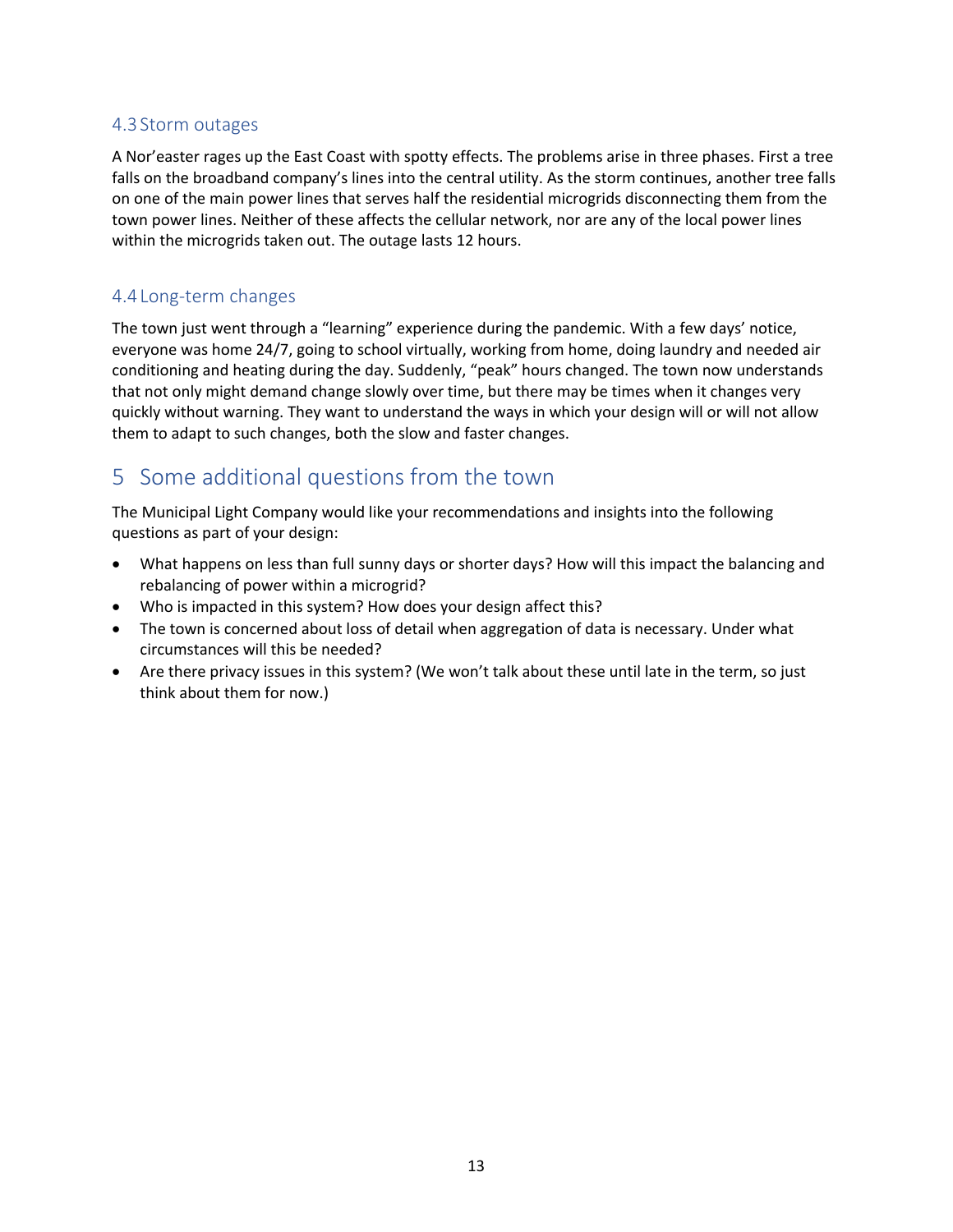### 4.3 Storm outages

A Nor'easter rages up the East Coast with spotty effects. The problems arise in three phases. First a tree falls on the broadband company's lines into the central utility. As the storm continues, another tree falls on one of the main power lines that serves half the residential microgrids disconnecting them from the town power lines. Neither of these affects the cellular network, nor are any of the local power lines within the microgrids taken out. The outage lasts 12 hours.

### 4.4 Long-term changes

The town just went through a "learning" experience during the pandemic. With a few days' notice, everyone was home 24/7, going to school virtually, working from home, doing laundry and needed air conditioning and heating during the day. Suddenly, "peak" hours changed. The town now understands that not only might demand change slowly over time, but there may be times when it changes very quickly without warning. They want to understand the ways in which your design will or will not allow them to adapt to such changes, both the slow and faster changes.

## 5 Some additional questions from the town

The Municipal Light Company would like your recommendations and insights into the following questions as part of your design:

- What happens on less than full sunny days or shorter days? How will this impact the balancing and rebalancing of power within a microgrid?
- Who is impacted in this system? How does your design affect this?
- The town is concerned about loss of detail when aggregation of data is necessary. Under what circumstances will this be needed?
- Are there privacy issues in this system? (We won't talk about these until late in the term, so just think about them for now.)